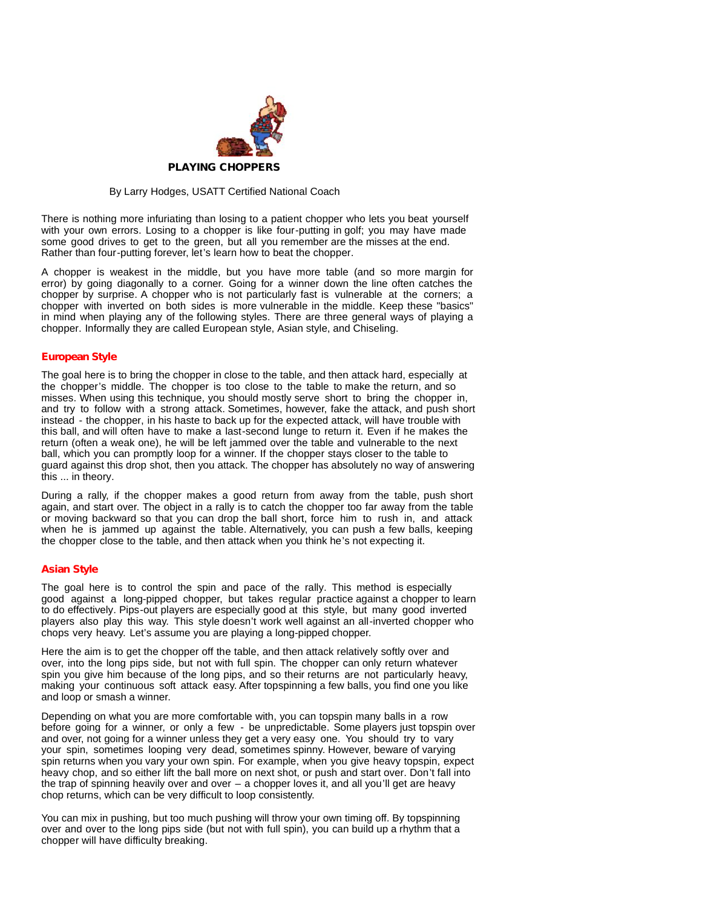# PLAYING CHOPPERS

By Larry Hodges, USATT Certified National Coach

There is nothing more infuriating than losing to a patient chopper who lets you beat yourself with your own errors. Losing to a chopper is like four-putting in golf; you may have made some good drives to get to the green, but all you remember are the misses at the end. Rather than four-putting forever, let's learn how to beat the chopper.

A chopper is weakest in the middle, but you have more table (and so more margin for error) by going diagonally to a corner. Going for a winner down the line often catches the chopper by surprise. A chopper who is not particularly fast is vulnerable at the corners; a chopper with inverted on both sides is more vulnerable in the middle. Keep these "basics" in mind when playing any of the following styles. There are three general ways of playing a chopper. Informally they are called European style, Asian style, and Chiseling.

## European Style

The goal here is to bring the chopper in close to the table, and then attack hard, especially at the chopper's middle. The chopper is too close to the table to make the return, and so misses. When using this technique, you should mostly serve short to bring the chopper in, and try to follow with a strong attack. Sometimes, however, fake the attack, and push short instead - the chopper, in his haste to back up for the expected attack, will have trouble with this ball, and will often have to make a last-second lunge to return it. Even if he makes the return (often a weak one), he will be left jammed over the table and vulnerable to the next ball, which you can promptly loop for a winner. If the chopper stays closer to the table to guard against this drop shot, then you attack. The chopper has absolutely no way of answering this ... in theory.

During a rally, if the chopper makes a good return from away from the table, push short again, and start over. The object in a rally is to catch the chopper too far away from the table or moving backward so that you can drop the ball short, force him to rush in, and attack when he is jammed up against the table. Alternatively, you can push a few balls, keeping the chopper close to the table, and then attack when you think he's not expecting it.

## Asian Style

The goal here is to control the spin and pace of the rally. This method is especially good against a long-pipped chopper, but takes regular practice against a chopper to learn to do effectively. Pips-out players are especially good at this style, but many good inverted players also play this way. This style doesn't work well against an all-inverted chopper who chops very heavy. Let's assume you are playing a long-pipped chopper.

Here the aim is to get the chopper off the table, and then attack relatively softly over and over, into the long pips side, but not with full spin. The chopper can only return whatever spin you give him because of the long pips, and so their returns are not particularly heavy, making your continuous soft attack easy. After topspinning a few balls, you find one you like and loop or smash a winner.

Depending on what you are more comfortable with, you can topspin many balls in a row before going for a winner, or only a few - be unpredictable. Some players just topspin over and over, not going for a winner unless they get a very easy one. You should try to vary your spin, sometimes looping very dead, sometimes spinny. However, beware of varying spin returns when you vary your own spin. For example, when you give heavy topspin, expect heavy chop, and so either lift the ball more on next shot, or push and start over. Don't fall into the trap of spinning heavily over and over – a chopper loves it, and all you'll get are heavy chop returns, which can be very difficult to loop consistently.

You can mix in pushing, but too much pushing will throw your own timing off. By topspinning over and over to the long pips side (but not with full spin), you can build up a rhythm that a chopper will have difficulty breaking.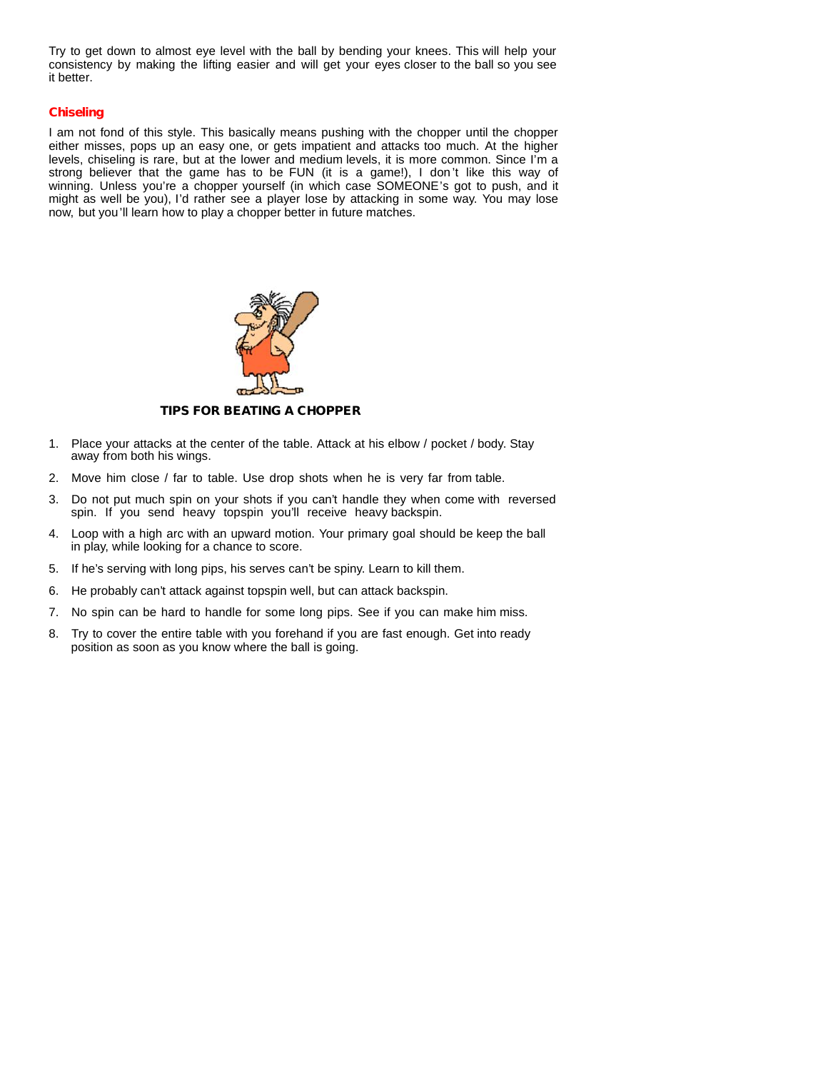Try to get down to almost eye level with the ball by bending your knees. This will help your consistency by making the lifting easier and will get your eyes closer to the ball so you see it better.

## Chiseling

I am not fond of this style. This basically means pushing with the chopper until the chopper either misses, pops up an easy one, or gets impatient and attacks too much. At the higher levels, chiseling is rare, but at the lower and medium levels, it is more common. Since I'm a strong believer that the game has to be FUN (it is a game!), I don't like this way of winning. Unless you're a chopper yourself (in which case SOMEONE's got to push, and it might as well be you), I'd rather see a player lose by attacking in some way. You may lose now, but you'll learn how to play a chopper better in future matches.

**TIPS FOR BEATING A CHOPPER**

1. Place your attacks at the center of the table. Attack at his elbow / pocket / body. Stay away from both his wings.
2. Move him close / far to table. Use drop shots when he is very far from table.
3. Do not put much spin on your shots if you can't handle they when come with reversed spin. If you send heavy topspin you'll receive heavy backspin.
4. Loop with a high arc with an upward motion. Your primary goal should be keep the ball in play, while looking for a chance to score.
5. If he's serving with long pips, his serves can't be spiny. Learn to kill them.
6. He probably can't attack against topspin well, but can attack backspin.
7. No spin can be hard to handle for some long pips. See if you can make him miss.
8. Try to cover the entire table with you forehand if you are fast enough. Get into ready position as soon as you know where the ball is going.